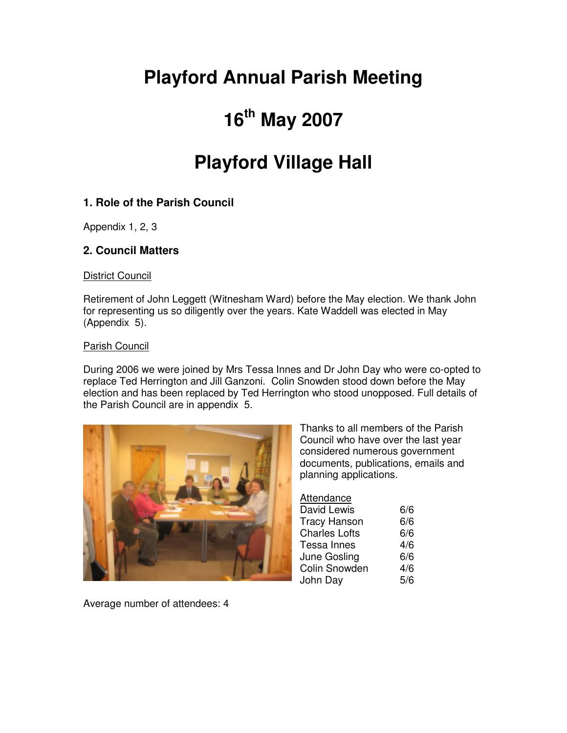# Playford Annual Parish Meeting

# 16th May 2007

# Playford Village Hall

### 1. Role of the Parish Council

Appendix 1, 2, 3

### 2. Council Matters

District Council

Retirement of John Leggett (Witnesham Ward) before the May election. We thank John for representing us so diligently over the years. Kate Waddell was elected in May (Appendix 5).

Parish Council

During 2006 we were joined by Mrs Tessa Innes and Dr John Day who were co-opted to replace Ted Herrington and Jill Ganzoni. Colin Snowden stood down before the May election and has been replaced by Ted Herrington who stood unopposed. Full details of the Parish Council are in appendix 5.

Thanks to all members of the Parish Council who have over the last year considered numerous government documents, publications, emails and planning applications.

Attendance

| | |
|---|---|
| David Lewis | 6/6 |
| Tracy Hanson | 6/6 |
| Charles Lofts | 6/6 |
| Tessa Innes | 4/6 |
| June Gosling | 6/6 |
| Colin Snowden | 4/6 |
| John Day | 5/6 |

Average number of attendees: 4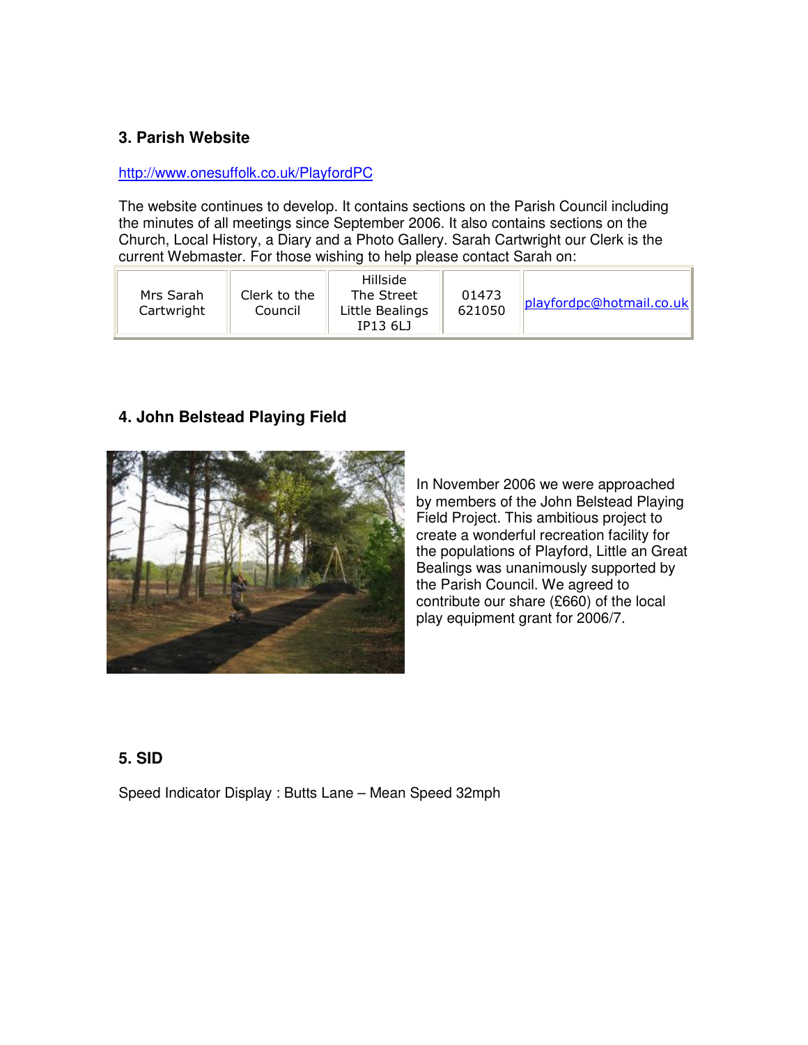### 3. Parish Website

http://www.onesuffolk.co.uk/PlayfordPC

The website continues to develop. It contains sections on the Parish Council including the minutes of all meetings since September 2006. It also contains sections on the Church, Local History, a Diary and a Photo Gallery. Sarah Cartwright our Clerk is the current Webmaster. For those wishing to help please contact Sarah on:

| | | | | |
|---|---|---|---|---|
| Mrs Sarah Cartwright | Clerk to the Council | Hillside The Street Little Bealings IP13 6LJ | 01473 621050 | playfordpc@hotmail.co.uk |

### 4. John Belstead Playing Field

In November 2006 we were approached by members of the John Belstead Playing Field Project. This ambitious project to create a wonderful recreation facility for the populations of Playford, Little an Great Bealings was unanimously supported by the Parish Council. We agreed to contribute our share (£660) of the local play equipment grant for 2006/7.

### 5. SID

Speed Indicator Display : Butts Lane – Mean Speed 32mph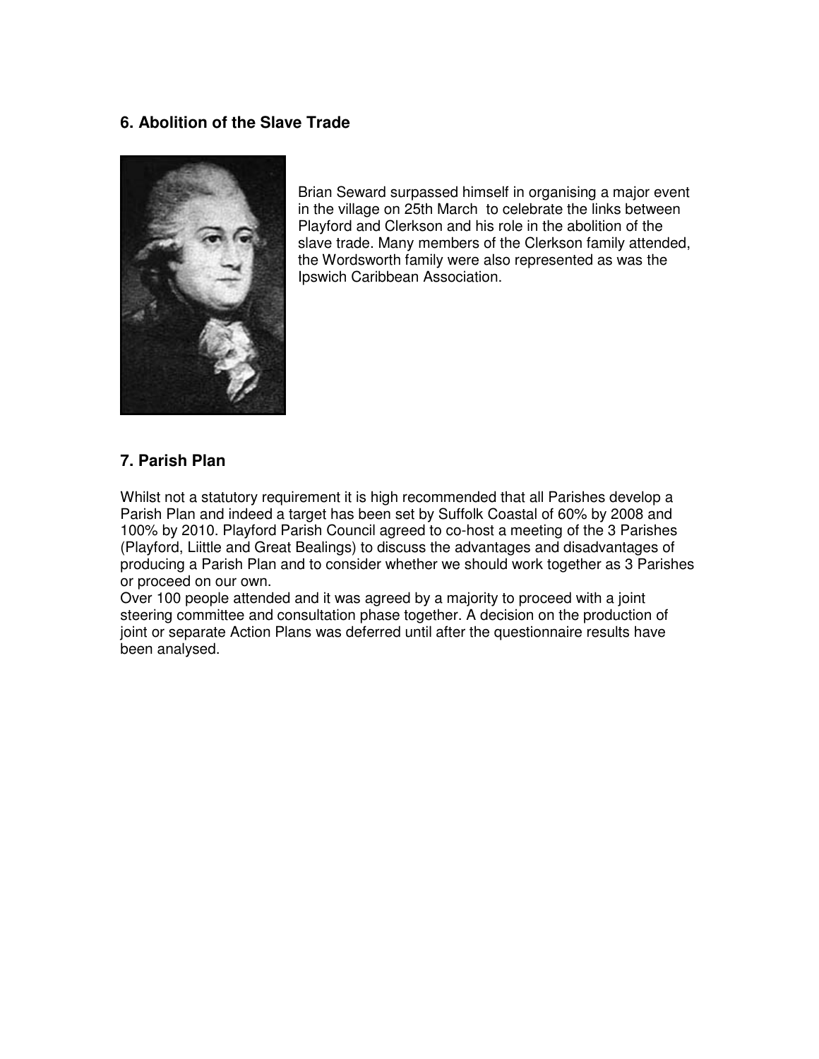## 6. Abolition of the Slave Trade

Brian Seward surpassed himself in organising a major event in the village on 25th March to celebrate the links between Playford and Clerkson and his role in the abolition of the slave trade. Many members of the Clerkson family attended, the Wordsworth family were also represented as was the Ipswich Caribbean Association.

## 7. Parish Plan

Whilst not a statutory requirement it is high recommended that all Parishes develop a Parish Plan and indeed a target has been set by Suffolk Coastal of 60% by 2008 and 100% by 2010. Playford Parish Council agreed to co-host a meeting of the 3 Parishes (Playford, Liittle and Great Bealings) to discuss the advantages and disadvantages of producing a Parish Plan and to consider whether we should work together as 3 Parishes or proceed on our own.

Over 100 people attended and it was agreed by a majority to proceed with a joint steering committee and consultation phase together. A decision on the production of joint or separate Action Plans was deferred until after the questionnaire results have been analysed.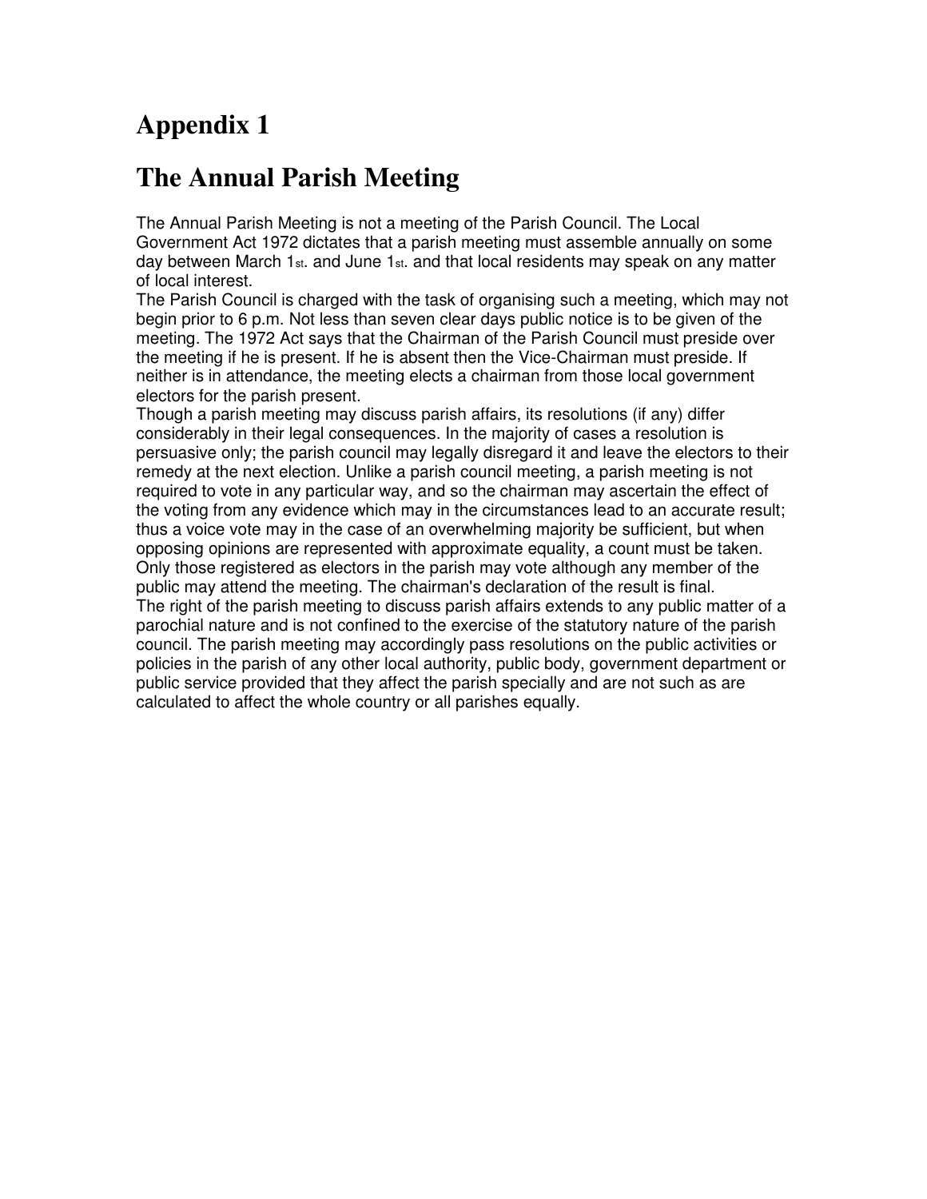# Appendix 1

# The Annual Parish Meeting

The Annual Parish Meeting is not a meeting of the Parish Council. The Local Government Act 1972 dictates that a parish meeting must assemble annually on some day between March 1st. and June 1st. and that local residents may speak on any matter of local interest.

The Parish Council is charged with the task of organising such a meeting, which may not begin prior to 6 p.m. Not less than seven clear days public notice is to be given of the meeting. The 1972 Act says that the Chairman of the Parish Council must preside over the meeting if he is present. If he is absent then the Vice-Chairman must preside. If neither is in attendance, the meeting elects a chairman from those local government electors for the parish present.

Though a parish meeting may discuss parish affairs, its resolutions (if any) differ considerably in their legal consequences. In the majority of cases a resolution is persuasive only; the parish council may legally disregard it and leave the electors to their remedy at the next election. Unlike a parish council meeting, a parish meeting is not required to vote in any particular way, and so the chairman may ascertain the effect of the voting from any evidence which may in the circumstances lead to an accurate result; thus a voice vote may in the case of an overwhelming majority be sufficient, but when opposing opinions are represented with approximate equality, a count must be taken. Only those registered as electors in the parish may vote although any member of the public may attend the meeting. The chairman's declaration of the result is final.

The right of the parish meeting to discuss parish affairs extends to any public matter of a parochial nature and is not confined to the exercise of the statutory nature of the parish council. The parish meeting may accordingly pass resolutions on the public activities or policies in the parish of any other local authority, public body, government department or public service provided that they affect the parish specially and are not such as are calculated to affect the whole country or all parishes equally.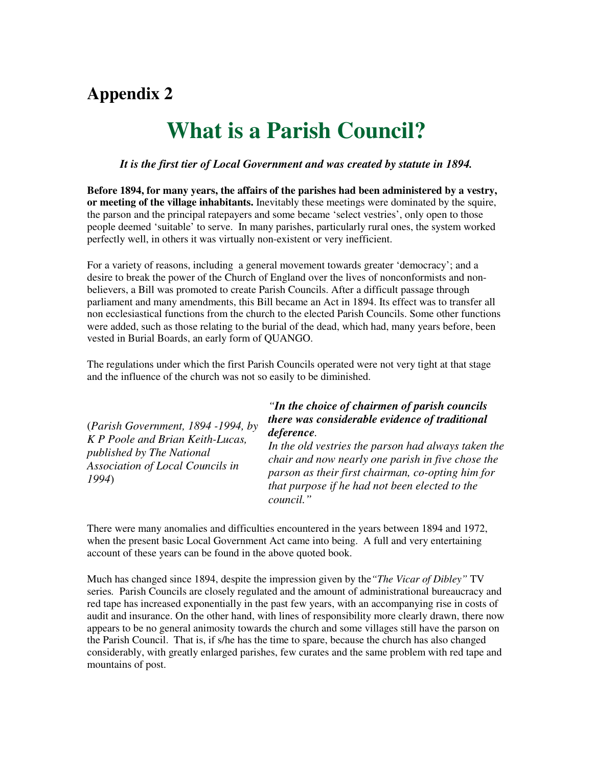## Appendix 2

# What is a Parish Council?

***It is the first tier of Local Government and was created by statute in 1894.***

**Before 1894, for many years, the affairs of the parishes had been administered by a vestry, or meeting of the village inhabitants.** Inevitably these meetings were dominated by the squire, the parson and the principal ratepayers and some became 'select vestries', only open to those people deemed 'suitable' to serve. In many parishes, particularly rural ones, the system worked perfectly well, in others it was virtually non-existent or very inefficient.

For a variety of reasons, including a general movement towards greater 'democracy'; and a desire to break the power of the Church of England over the lives of nonconformists and non-believers, a Bill was promoted to create Parish Councils. After a difficult passage through parliament and many amendments, this Bill became an Act in 1894. Its effect was to transfer all non ecclesiastical functions from the church to the elected Parish Councils. Some other functions were added, such as those relating to the burial of the dead, which had, many years before, been vested in Burial Boards, an early form of QUANGO.

The regulations under which the first Parish Councils operated were not very tight at that stage and the influence of the church was not so easily to be diminished.

***"In the choice of chairmen of parish councils there was considerable evidence of traditional deference.***
*In the old vestries the parson had always taken the chair and now nearly one parish in five chose the parson as their first chairman, co-opting him for that purpose if he had not been elected to the council."*

(*Parish Government, 1894 -1994, by K P Poole and Brian Keith-Lucas, published by The National Association of Local Councils in 1994*)

There were many anomalies and difficulties encountered in the years between 1894 and 1972, when the present basic Local Government Act came into being. A full and very entertaining account of these years can be found in the above quoted book.

Much has changed since 1894, despite the impression given by the *"The Vicar of Dibley"* TV series. Parish Councils are closely regulated and the amount of administrational bureaucracy and red tape has increased exponentially in the past few years, with an accompanying rise in costs of audit and insurance. On the other hand, with lines of responsibility more clearly drawn, there now appears to be no general animosity towards the church and some villages still have the parson on the Parish Council. That is, if s/he has the time to spare, because the church has also changed considerably, with greatly enlarged parishes, few curates and the same problem with red tape and mountains of post.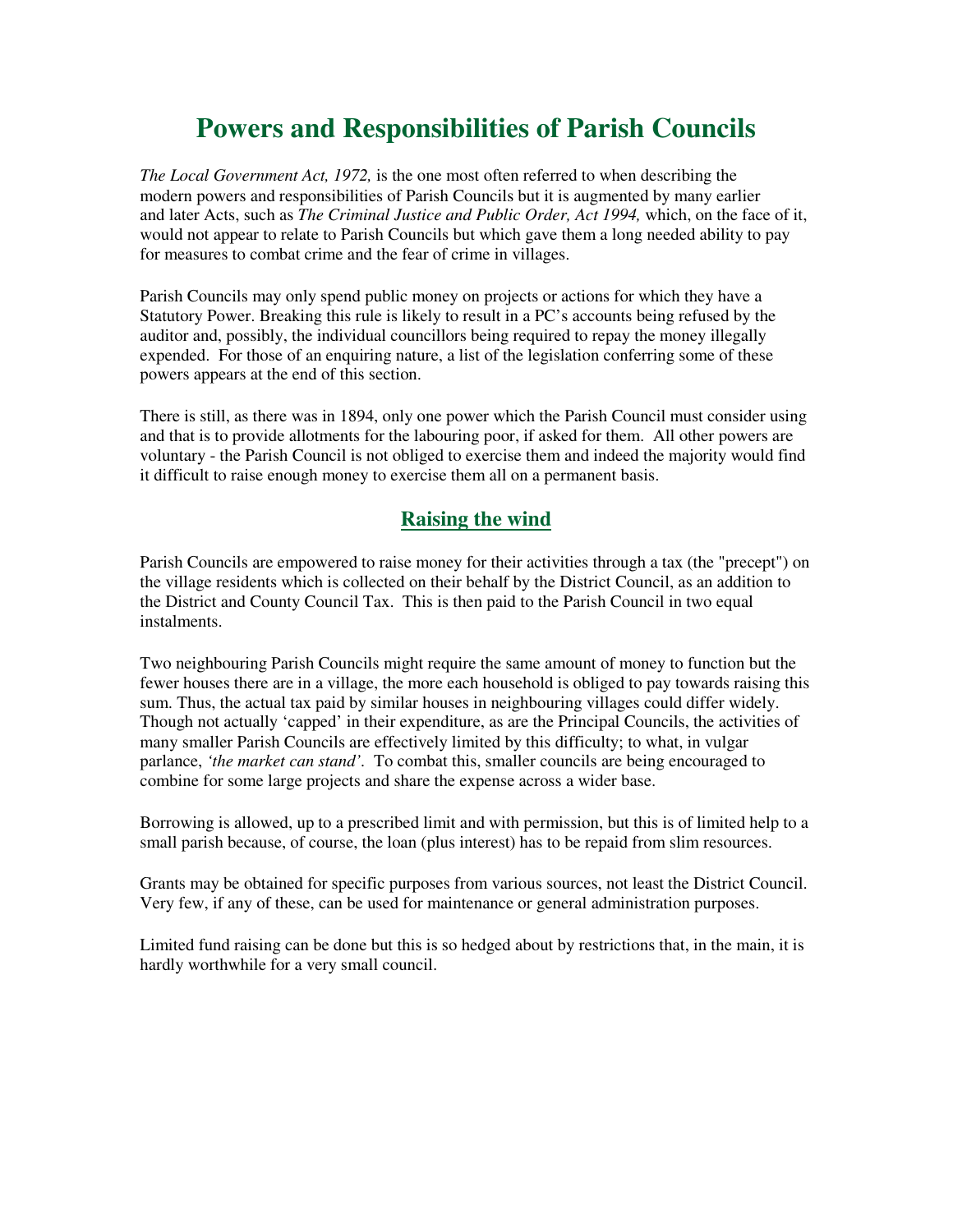# Powers and Responsibilities of Parish Councils

*The Local Government Act, 1972,* is the one most often referred to when describing the modern powers and responsibilities of Parish Councils but it is augmented by many earlier and later Acts, such as *The Criminal Justice and Public Order, Act 1994,* which, on the face of it, would not appear to relate to Parish Councils but which gave them a long needed ability to pay for measures to combat crime and the fear of crime in villages.

Parish Councils may only spend public money on projects or actions for which they have a Statutory Power. Breaking this rule is likely to result in a PC's accounts being refused by the auditor and, possibly, the individual councillors being required to repay the money illegally expended. For those of an enquiring nature, a list of the legislation conferring some of these powers appears at the end of this section.

There is still, as there was in 1894, only one power which the Parish Council must consider using and that is to provide allotments for the labouring poor, if asked for them. All other powers are voluntary - the Parish Council is not obliged to exercise them and indeed the majority would find it difficult to raise enough money to exercise them all on a permanent basis.

## Raising the wind

Parish Councils are empowered to raise money for their activities through a tax (the "precept") on the village residents which is collected on their behalf by the District Council, as an addition to the District and County Council Tax. This is then paid to the Parish Council in two equal instalments.

Two neighbouring Parish Councils might require the same amount of money to function but the fewer houses there are in a village, the more each household is obliged to pay towards raising this sum. Thus, the actual tax paid by similar houses in neighbouring villages could differ widely. Though not actually 'capped' in their expenditure, as are the Principal Councils, the activities of many smaller Parish Councils are effectively limited by this difficulty; to what, in vulgar parlance, *'the market can stand'*. To combat this, smaller councils are being encouraged to combine for some large projects and share the expense across a wider base.

Borrowing is allowed, up to a prescribed limit and with permission, but this is of limited help to a small parish because, of course, the loan (plus interest) has to be repaid from slim resources.

Grants may be obtained for specific purposes from various sources, not least the District Council. Very few, if any of these, can be used for maintenance or general administration purposes.

Limited fund raising can be done but this is so hedged about by restrictions that, in the main, it is hardly worthwhile for a very small council.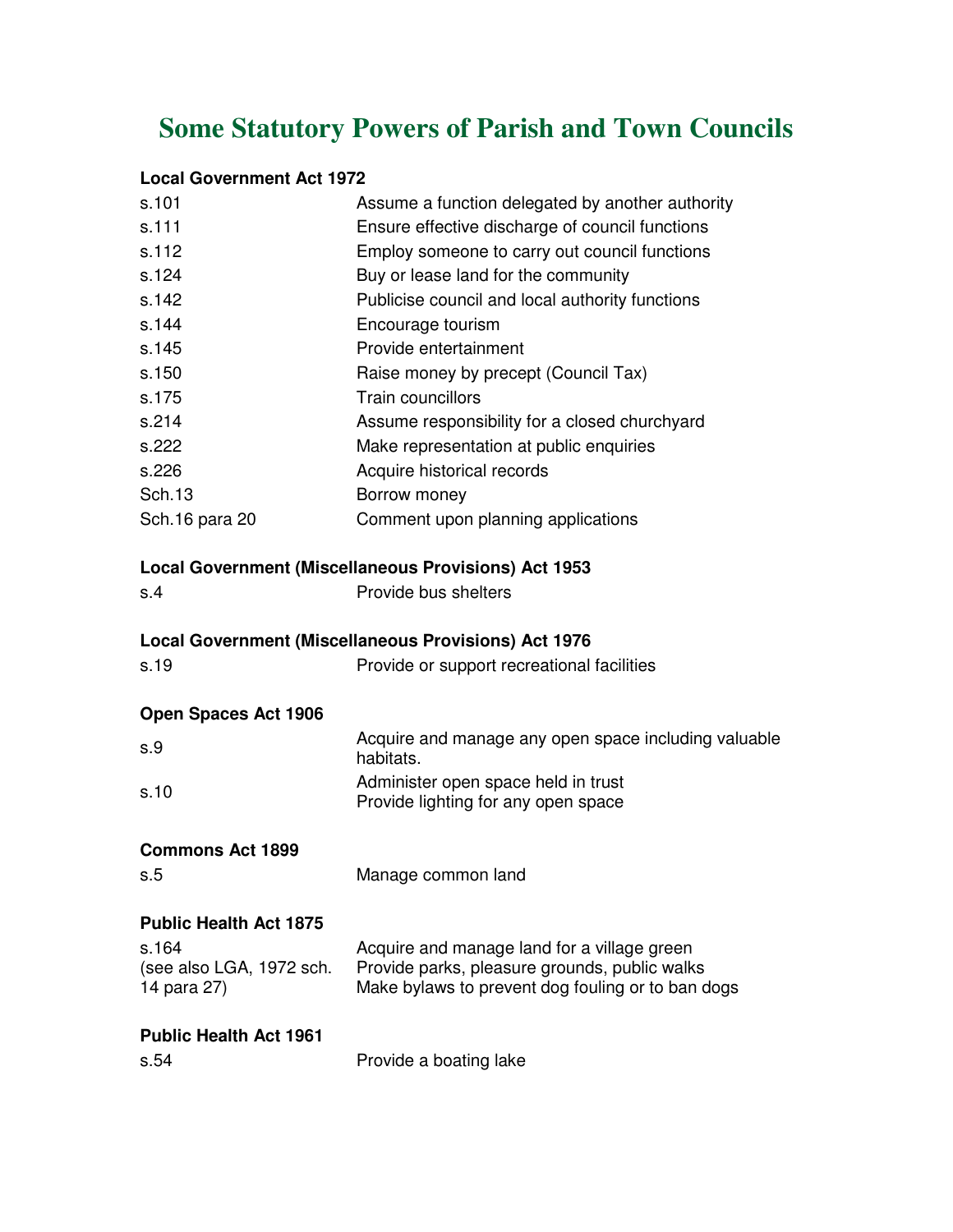# Some Statutory Powers of Parish and Town Councils

**Local Government Act 1972**

| | |
|---|---|
| s.101 | Assume a function delegated by another authority |
| s.111 | Ensure effective discharge of council functions |
| s.112 | Employ someone to carry out council functions |
| s.124 | Buy or lease land for the community |
| s.142 | Publicise council and local authority functions |
| s.144 | Encourage tourism |
| s.145 | Provide entertainment |
| s.150 | Raise money by precept (Council Tax) |
| s.175 | Train councillors |
| s.214 | Assume responsibility for a closed churchyard |
| s.222 | Make representation at public enquiries |
| s.226 | Acquire historical records |
| Sch.13 | Borrow money |
| Sch.16 para 20 | Comment upon planning applications |

**Local Government (Miscellaneous Provisions) Act 1953**

| | |
|---|---|
| s.4 | Provide bus shelters |

**Local Government (Miscellaneous Provisions) Act 1976**

| | |
|---|---|
| s.19 | Provide or support recreational facilities |

**Open Spaces Act 1906**

| | |
|---|---|
| s.9 | Acquire and manage any open space including valuable habitats. |
| s.10 | Administer open space held in trust<br>Provide lighting for any open space |

**Commons Act 1899**

| | |
|---|---|
| s.5 | Manage common land |

**Public Health Act 1875**

| | |
|---|---|
| s.164<br>(see also LGA, 1972 sch. 14 para 27) | Acquire and manage land for a village green<br>Provide parks, pleasure grounds, public walks<br>Make bylaws to prevent dog fouling or to ban dogs |

**Public Health Act 1961**

| | |
|---|---|
| s.54 | Provide a boating lake |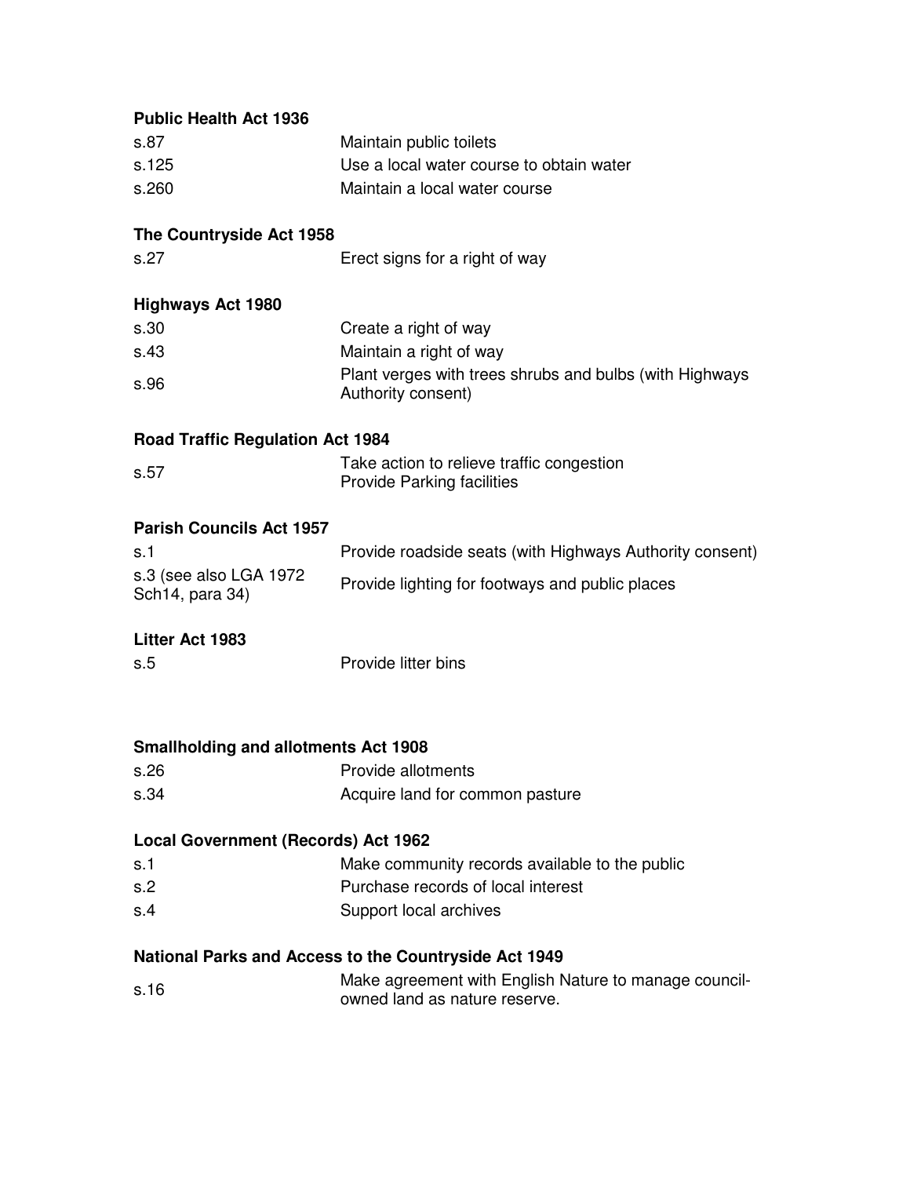**Public Health Act 1936**

| | |
|---|---|
| s.87 | Maintain public toilets |
| s.125 | Use a local water course to obtain water |
| s.260 | Maintain a local water course |

**The Countryside Act 1958**

| | |
|---|---|
| s.27 | Erect signs for a right of way |

**Highways Act 1980**

| | |
|---|---|
| s.30 | Create a right of way |
| s.43 | Maintain a right of way |
| s.96 | Plant verges with trees shrubs and bulbs (with Highways Authority consent) |

**Road Traffic Regulation Act 1984**

| | |
|---|---|
| s.57 | Take action to relieve traffic congestion<br>Provide Parking facilities |

**Parish Councils Act 1957**

| | |
|---|---|
| s.1 | Provide roadside seats (with Highways Authority consent) |
| s.3 (see also LGA 1972 Sch14, para 34) | Provide lighting for footways and public places |

**Litter Act 1983**

| | |
|---|---|
| s.5 | Provide litter bins |

**Smallholding and allotments Act 1908**

| | |
|---|---|
| s.26 | Provide allotments |
| s.34 | Acquire land for common pasture |

**Local Government (Records) Act 1962**

| | |
|---|---|
| s.1 | Make community records available to the public |
| s.2 | Purchase records of local interest |
| s.4 | Support local archives |

**National Parks and Access to the Countryside Act 1949**

| | |
|---|---|
| s.16 | Make agreement with English Nature to manage council-owned land as nature reserve. |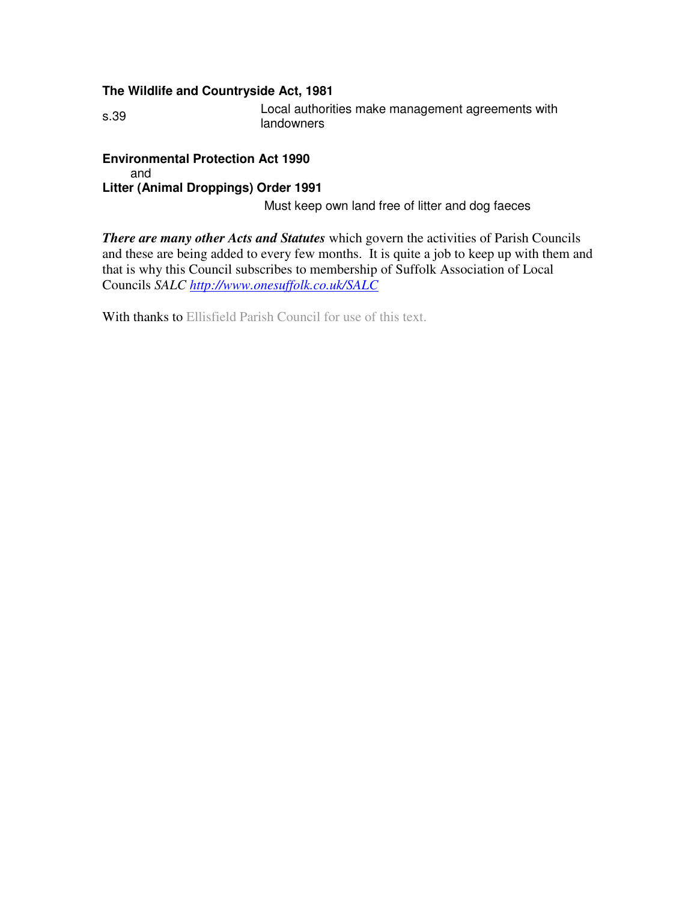**The Wildlife and Countryside Act, 1981**

| | |
|---|---|
| s.39 | Local authorities make management agreements with landowners |

**Environmental Protection Act 1990**
and
**Litter (Animal Droppings) Order 1991**

Must keep own land free of litter and dog faeces

***There are many other Acts and Statutes*** which govern the activities of Parish Councils and these are being added to every few months. It is quite a job to keep up with them and that is why this Council subscribes to membership of Suffolk Association of Local Councils *SALC* [*http://www.onesuffolk.co.uk/SALC*](http://www.onesuffolk.co.uk/SALC)

With thanks to Ellisfield Parish Council for use of this text.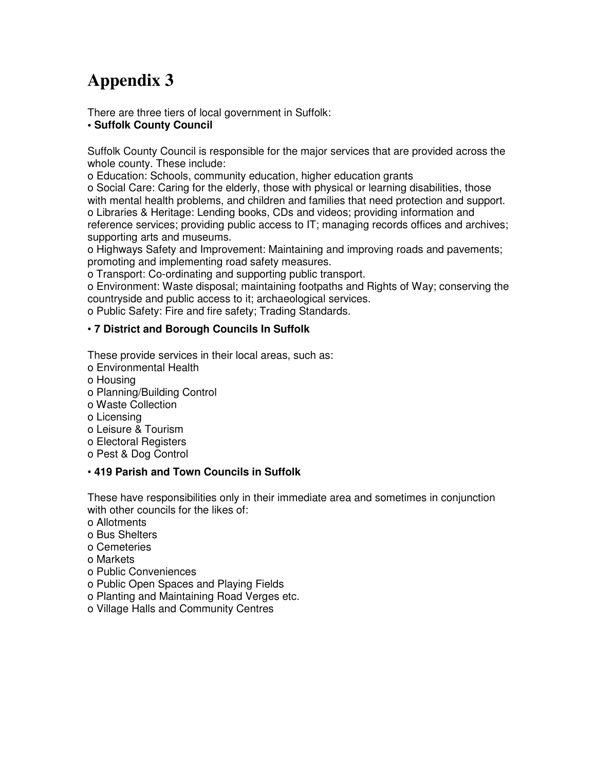# Appendix 3

There are three tiers of local government in Suffolk:

- **Suffolk County Council**

Suffolk County Council is responsible for the major services that are provided across the whole county. These include:

- Education: Schools, community education, higher education grants
- Social Care: Caring for the elderly, those with physical or learning disabilities, those with mental health problems, and children and families that need protection and support.
- Libraries & Heritage: Lending books, CDs and videos; providing information and reference services; providing public access to IT; managing records offices and archives; supporting arts and museums.
- Highways Safety and Improvement: Maintaining and improving roads and pavements; promoting and implementing road safety measures.
- Transport: Co-ordinating and supporting public transport.
- Environment: Waste disposal; maintaining footpaths and Rights of Way; conserving the countryside and public access to it; archaeological services.
- Public Safety: Fire and fire safety; Trading Standards.

- **7 District and Borough Councils In Suffolk**

These provide services in their local areas, such as:

- Environmental Health
- Housing
- Planning/Building Control
- Waste Collection
- Licensing
- Leisure & Tourism
- Electoral Registers
- Pest & Dog Control

- **419 Parish and Town Councils in Suffolk**

These have responsibilities only in their immediate area and sometimes in conjunction with other councils for the likes of:

- Allotments
- Bus Shelters
- Cemeteries
- Markets
- Public Conveniences
- Public Open Spaces and Playing Fields
- Planting and Maintaining Road Verges etc.
- Village Halls and Community Centres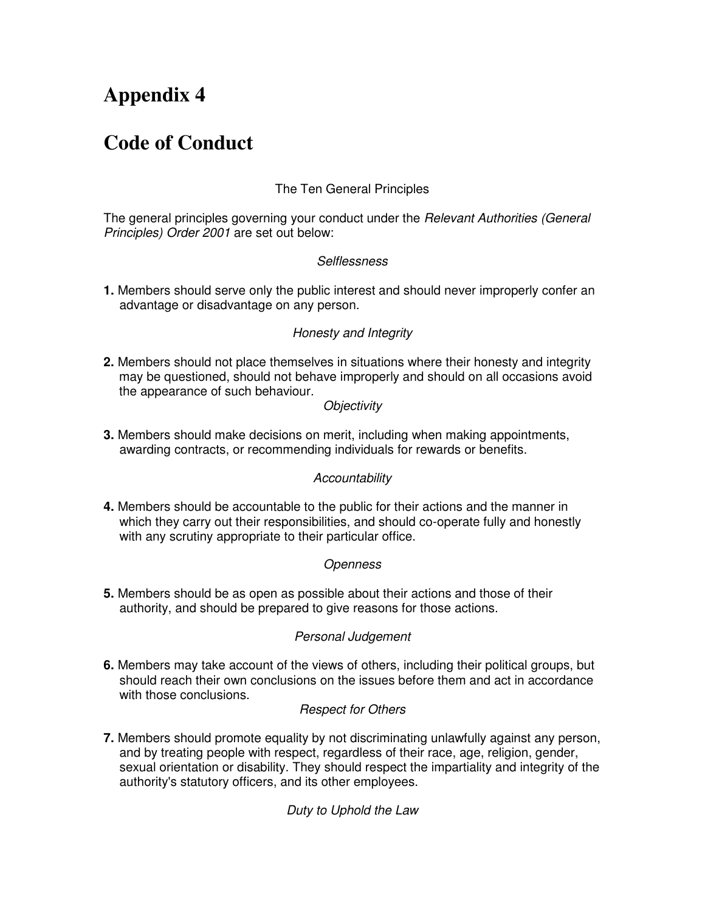# Appendix 4

# Code of Conduct

The Ten General Principles

The general principles governing your conduct under the *Relevant Authorities (General Principles) Order 2001* are set out below:

*Selflessness*

**1.** Members should serve only the public interest and should never improperly confer an advantage or disadvantage on any person.

*Honesty and Integrity*

**2.** Members should not place themselves in situations where their honesty and integrity may be questioned, should not behave improperly and should on all occasions avoid the appearance of such behaviour.

*Objectivity*

**3.** Members should make decisions on merit, including when making appointments, awarding contracts, or recommending individuals for rewards or benefits.

*Accountability*

**4.** Members should be accountable to the public for their actions and the manner in which they carry out their responsibilities, and should co-operate fully and honestly with any scrutiny appropriate to their particular office.

*Openness*

**5.** Members should be as open as possible about their actions and those of their authority, and should be prepared to give reasons for those actions.

*Personal Judgement*

**6.** Members may take account of the views of others, including their political groups, but should reach their own conclusions on the issues before them and act in accordance with those conclusions.

*Respect for Others*

**7.** Members should promote equality by not discriminating unlawfully against any person, and by treating people with respect, regardless of their race, age, religion, gender, sexual orientation or disability. They should respect the impartiality and integrity of the authority's statutory officers, and its other employees.

*Duty to Uphold the Law*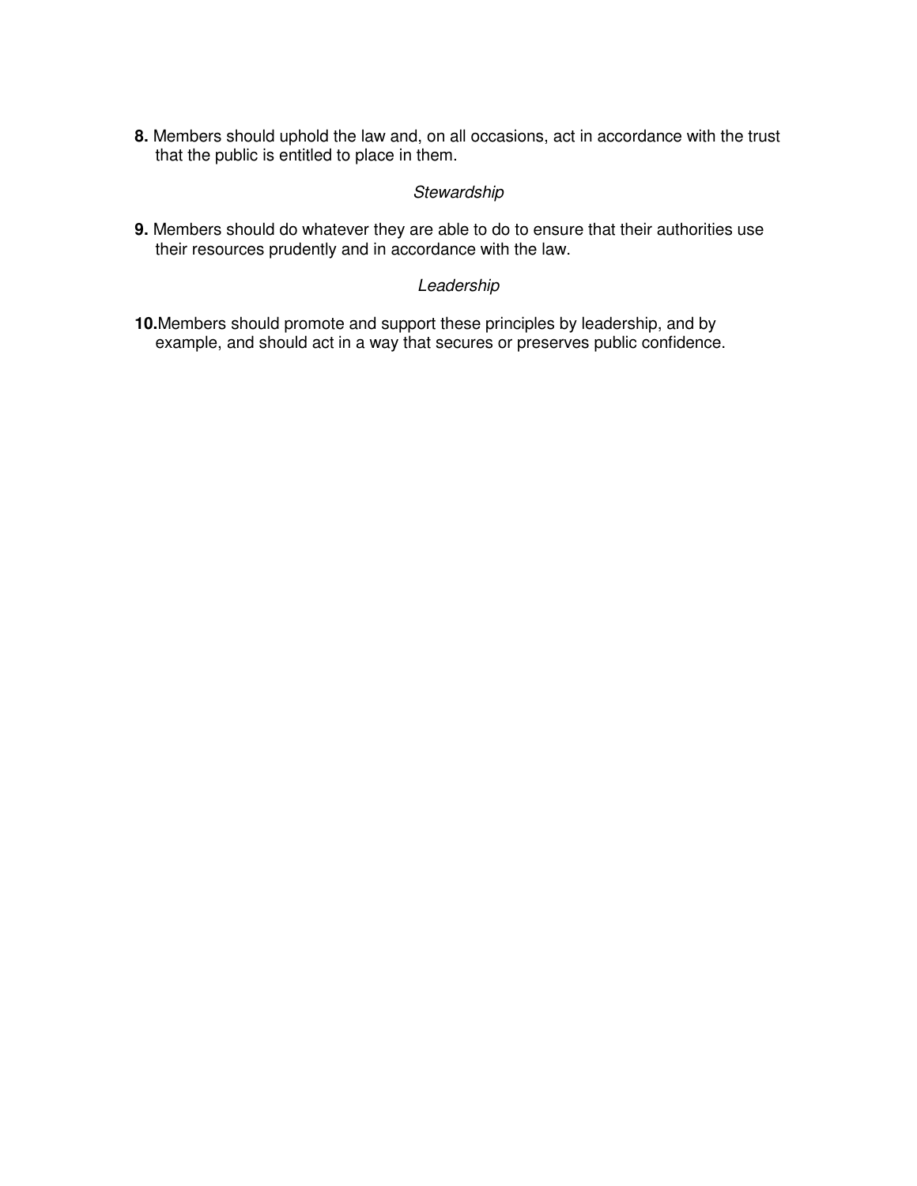**8.** Members should uphold the law and, on all occasions, act in accordance with the trust that the public is entitled to place in them.

*Stewardship*

**9.** Members should do whatever they are able to do to ensure that their authorities use their resources prudently and in accordance with the law.

*Leadership*

**10.** Members should promote and support these principles by leadership, and by example, and should act in a way that secures or preserves public confidence.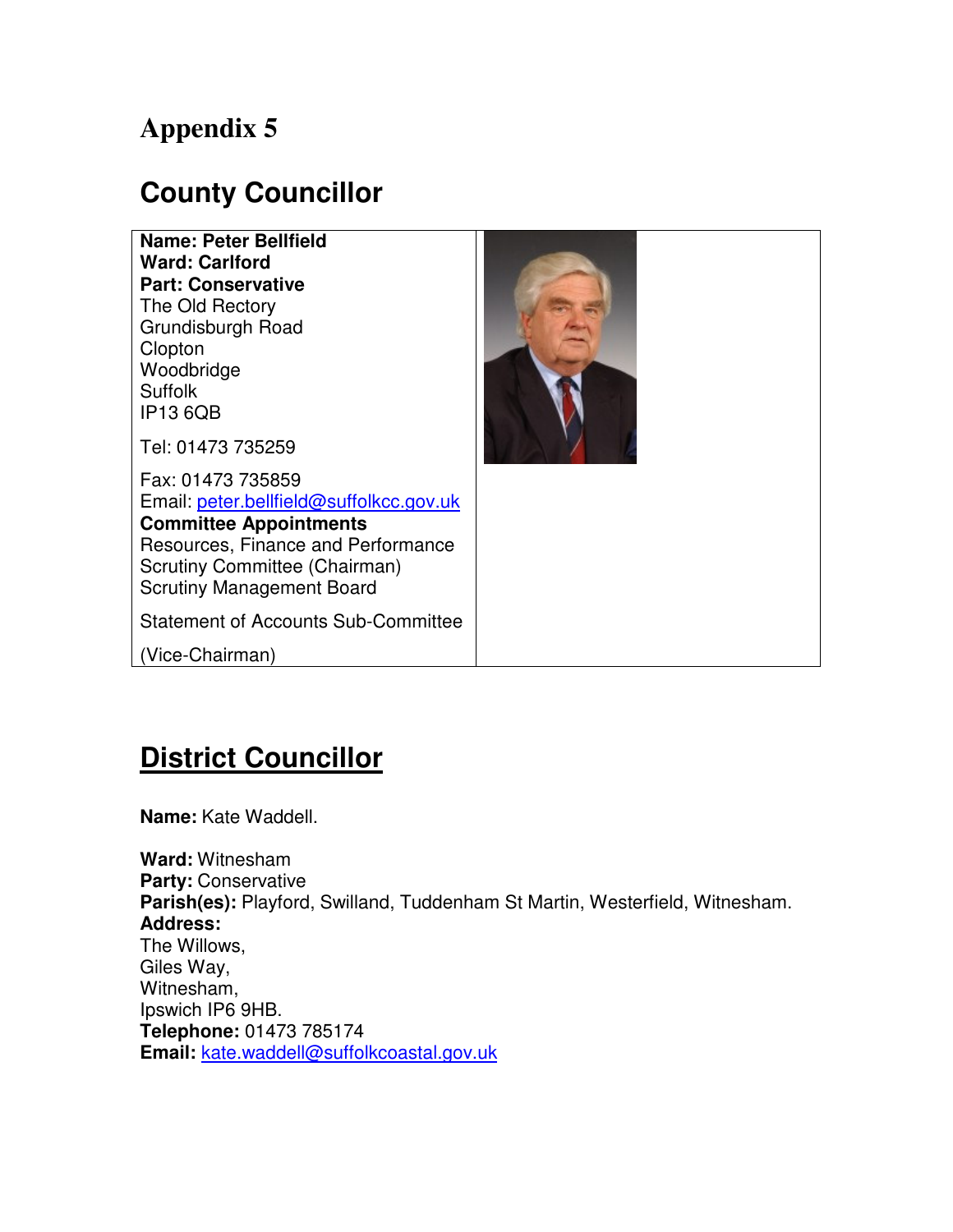# Appendix 5

## County Councillor

**Name: Peter Bellfield**
**Ward: Carlford**
**Part: Conservative**
The Old Rectory
Grundisburgh Road
Clopton
Woodbridge
Suffolk
IP13 6QB

Tel: 01473 735259

Fax: 01473 735859
Email: peter.bellfield@suffolkcc.gov.uk
**Committee Appointments**
Resources, Finance and Performance Scrutiny Committee (Chairman)
Scrutiny Management Board

Statement of Accounts Sub-Committee

(Vice-Chairman)

## District Councillor

**Name:** Kate Waddell.

**Ward:** Witnesham
**Party:** Conservative
**Parish(es):** Playford, Swilland, Tuddenham St Martin, Westerfield, Witnesham.
**Address:**
The Willows,
Giles Way,
Witnesham,
Ipswich IP6 9HB.
**Telephone:** 01473 785174
**Email:** kate.waddell@suffolkcoastal.gov.uk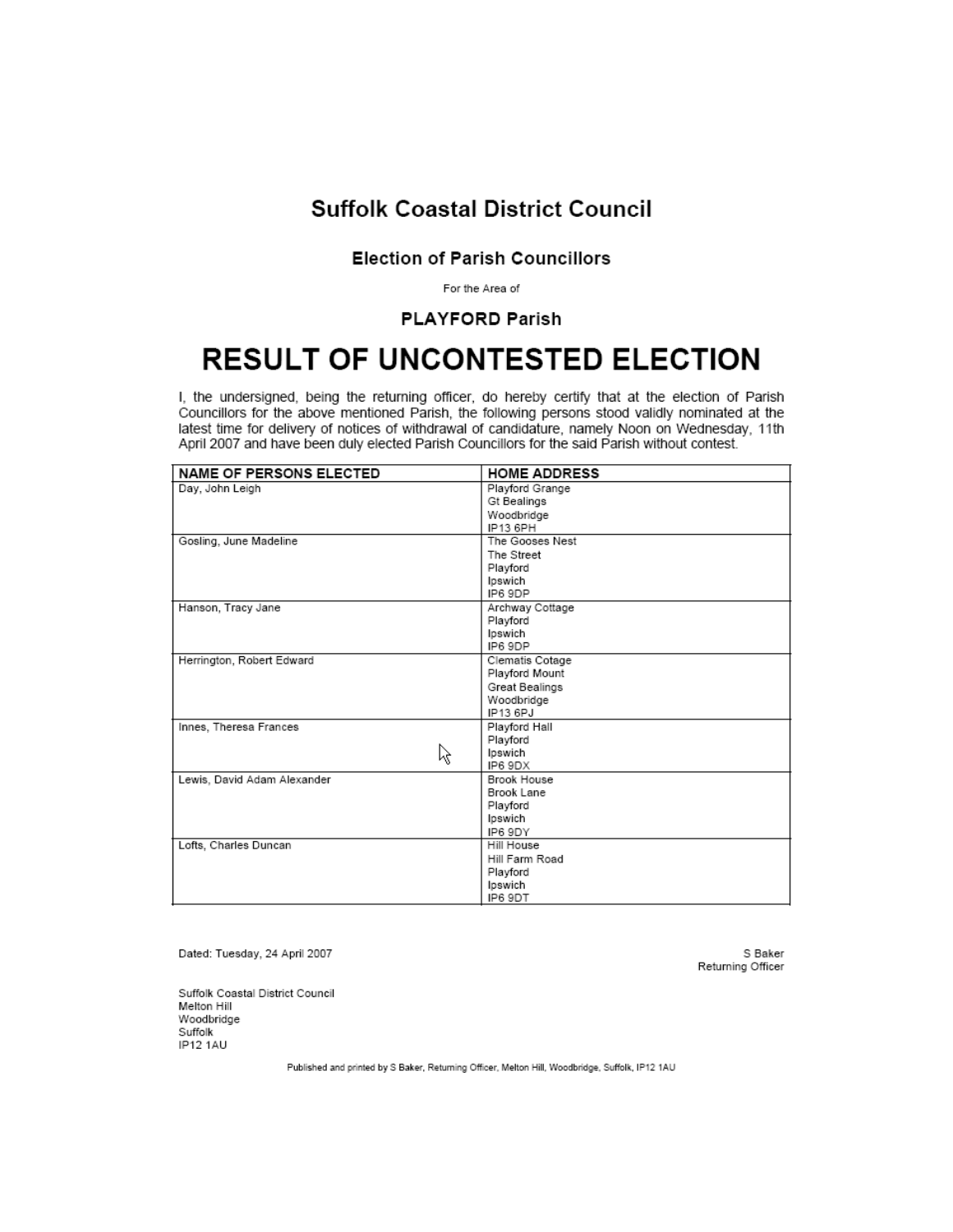# Suffolk Coastal District Council

## Election of Parish Councillors

For the Area of

### PLAYFORD Parish

# RESULT OF UNCONTESTED ELECTION

I, the undersigned, being the returning officer, do hereby certify that at the election of Parish Councillors for the above mentioned Parish, the following persons stood validly nominated at the latest time for delivery of notices of withdrawal of candidature, namely Noon on Wednesday, 11th April 2007 and have been duly elected Parish Councillors for the said Parish without contest.

| NAME OF PERSONS ELECTED | HOME ADDRESS |
|---|---|
| Day, John Leigh | Playford Grange<br>Gt Bealings<br>Woodbridge<br>IP13 6PH |
| Gosling, June Madeline | The Gooses Nest<br>The Street<br>Playford<br>Ipswich<br>IP6 9DP |
| Hanson, Tracy Jane | Archway Cottage<br>Playford<br>Ipswich<br>IP6 9DP |
| Herrington, Robert Edward | Clematis Cotage<br>Playford Mount<br>Great Bealings<br>Woodbridge<br>IP13 6PJ |
| Innes, Theresa Frances | Playford Hall<br>Playford<br>Ipswich<br>IP6 9DX |
| Lewis, David Adam Alexander | Brook House<br>Brook Lane<br>Playford<br>Ipswich<br>IP6 9DY |
| Lofts, Charles Duncan | Hill House<br>Hill Farm Road<br>Playford<br>Ipswich<br>IP6 9DT |

Dated: Tuesday, 24 April 2007

S Baker
Returning Officer

Suffolk Coastal District Council
Melton Hill
Woodbridge
Suffolk
IP12 1AU

Published and printed by S Baker, Returning Officer, Melton Hill, Woodbridge, Suffolk, IP12 1AU